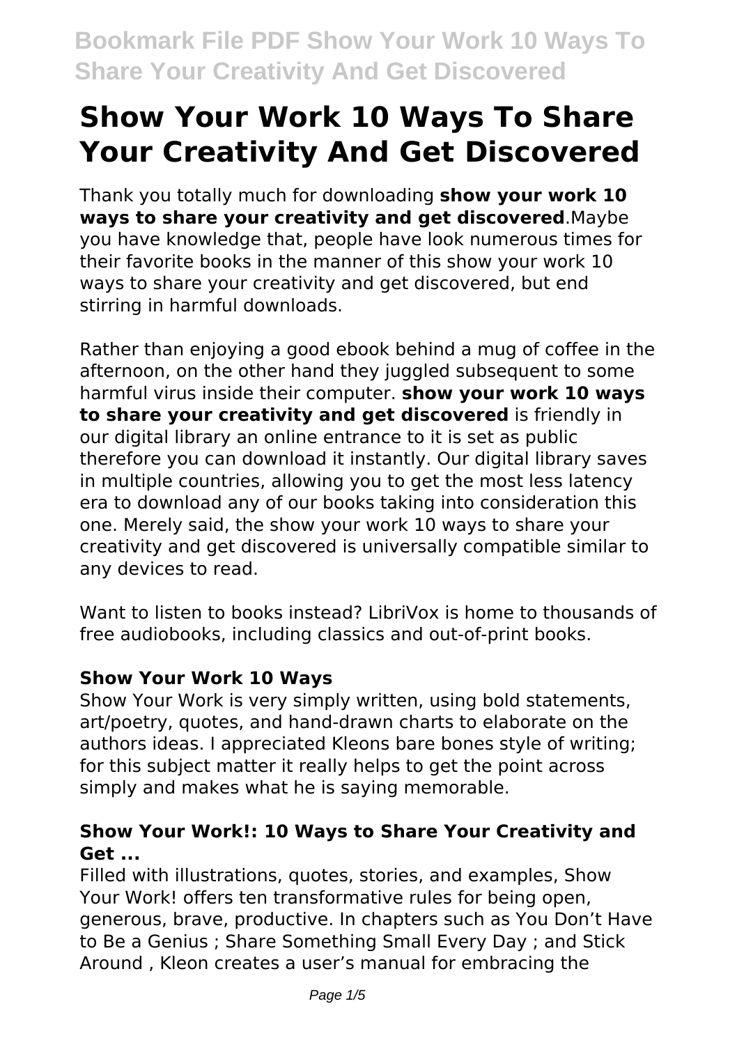# Show Your Work 10 Ways To Share Your Creativity And Get Discovered

Thank you totally much for downloading **show your work 10 ways to share your creativity and get discovered**.Maybe you have knowledge that, people have look numerous times for their favorite books in the manner of this show your work 10 ways to share your creativity and get discovered, but end stirring in harmful downloads.

Rather than enjoying a good ebook behind a mug of coffee in the afternoon, on the other hand they juggled subsequent to some harmful virus inside their computer. **show your work 10 ways to share your creativity and get discovered** is friendly in our digital library an online entrance to it is set as public therefore you can download it instantly. Our digital library saves in multiple countries, allowing you to get the most less latency era to download any of our books taking into consideration this one. Merely said, the show your work 10 ways to share your creativity and get discovered is universally compatible similar to any devices to read.

Want to listen to books instead? LibriVox is home to thousands of free audiobooks, including classics and out-of-print books.

### Show Your Work 10 Ways

Show Your Work is very simply written, using bold statements, art/poetry, quotes, and hand-drawn charts to elaborate on the authors ideas. I appreciated Kleons bare bones style of writing; for this subject matter it really helps to get the point across simply and makes what he is saying memorable.

### Show Your Work!: 10 Ways to Share Your Creativity and Get ...

Filled with illustrations, quotes, stories, and examples, Show Your Work! offers ten transformative rules for being open, generous, brave, productive. In chapters such as You Don't Have to Be a Genius ; Share Something Small Every Day ; and Stick Around , Kleon creates a user's manual for embracing the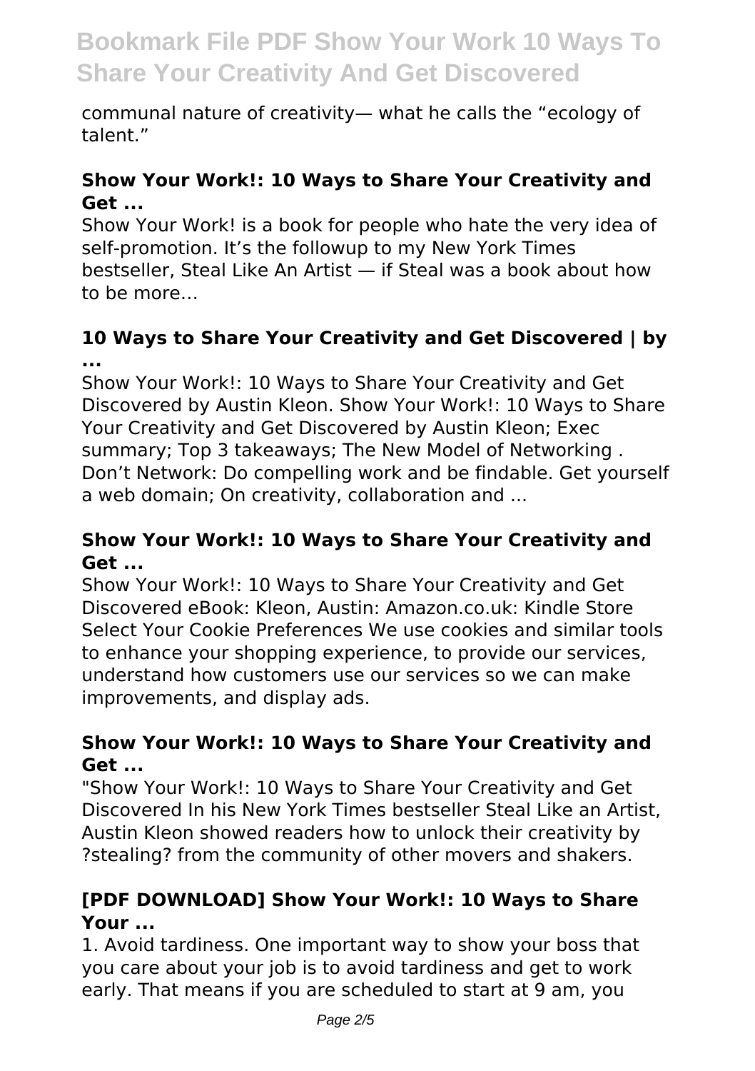communal nature of creativity— what he calls the "ecology of talent."

### **Show Your Work!: 10 Ways to Share Your Creativity and Get ...**

Show Your Work! is a book for people who hate the very idea of self-promotion. It's the followup to my New York Times bestseller, Steal Like An Artist — if Steal was a book about how to be more…

### **10 Ways to Share Your Creativity and Get Discovered | by ...**

Show Your Work!: 10 Ways to Share Your Creativity and Get Discovered by Austin Kleon. Show Your Work!: 10 Ways to Share Your Creativity and Get Discovered by Austin Kleon; Exec summary; Top 3 takeaways; The New Model of Networking . Don't Network: Do compelling work and be findable. Get yourself a web domain; On creativity, collaboration and ...

### **Show Your Work!: 10 Ways to Share Your Creativity and Get ...**

Show Your Work!: 10 Ways to Share Your Creativity and Get Discovered eBook: Kleon, Austin: Amazon.co.uk: Kindle Store Select Your Cookie Preferences We use cookies and similar tools to enhance your shopping experience, to provide our services, understand how customers use our services so we can make improvements, and display ads.

### **Show Your Work!: 10 Ways to Share Your Creativity and Get ...**

"Show Your Work!: 10 Ways to Share Your Creativity and Get Discovered In his New York Times bestseller Steal Like an Artist, Austin Kleon showed readers how to unlock their creativity by ?stealing? from the community of other movers and shakers.

### **[PDF DOWNLOAD] Show Your Work!: 10 Ways to Share Your ...**

1. Avoid tardiness. One important way to show your boss that you care about your job is to avoid tardiness and get to work early. That means if you are scheduled to start at 9 am, you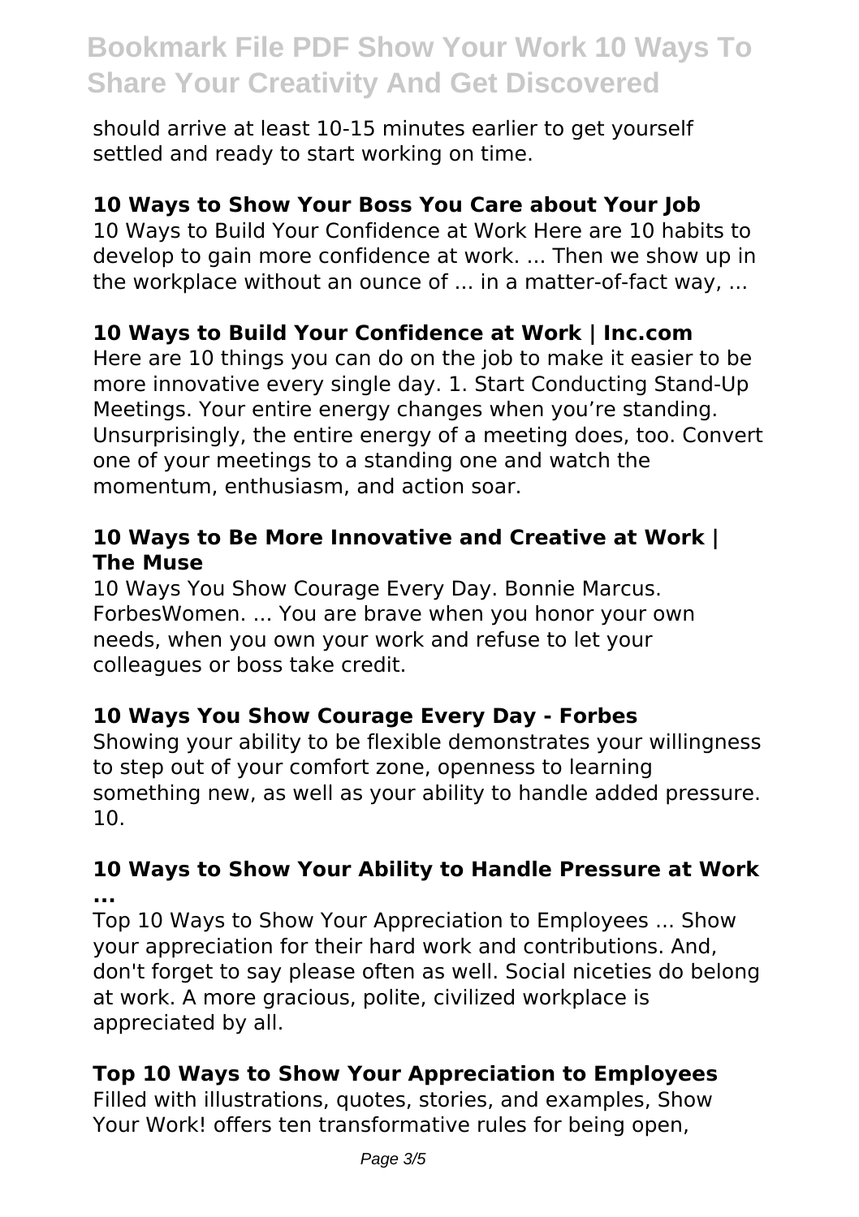should arrive at least 10-15 minutes earlier to get yourself settled and ready to start working on time.

### 10 Ways to Show Your Boss You Care about Your Job

10 Ways to Build Your Confidence at Work Here are 10 habits to develop to gain more confidence at work. ... Then we show up in the workplace without an ounce of ... in a matter-of-fact way, ...

### 10 Ways to Build Your Confidence at Work | Inc.com

Here are 10 things you can do on the job to make it easier to be more innovative every single day. 1. Start Conducting Stand-Up Meetings. Your entire energy changes when you're standing. Unsurprisingly, the entire energy of a meeting does, too. Convert one of your meetings to a standing one and watch the momentum, enthusiasm, and action soar.

### 10 Ways to Be More Innovative and Creative at Work | The Muse

10 Ways You Show Courage Every Day. Bonnie Marcus. ForbesWomen. ... You are brave when you honor your own needs, when you own your work and refuse to let your colleagues or boss take credit.

### 10 Ways You Show Courage Every Day - Forbes

Showing your ability to be flexible demonstrates your willingness to step out of your comfort zone, openness to learning something new, as well as your ability to handle added pressure. 10.

### 10 Ways to Show Your Ability to Handle Pressure at Work ...

Top 10 Ways to Show Your Appreciation to Employees ... Show your appreciation for their hard work and contributions. And, don't forget to say please often as well. Social niceties do belong at work. A more gracious, polite, civilized workplace is appreciated by all.

### Top 10 Ways to Show Your Appreciation to Employees

Filled with illustrations, quotes, stories, and examples, Show Your Work! offers ten transformative rules for being open,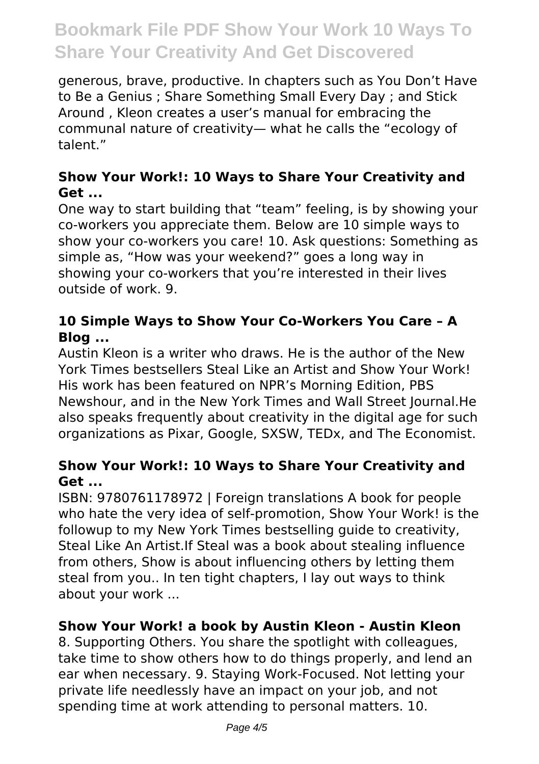generous, brave, productive. In chapters such as You Don’t Have to Be a Genius ; Share Something Small Every Day ; and Stick Around , Kleon creates a user’s manual for embracing the communal nature of creativity— what he calls the “ecology of talent.”

### Show Your Work!: 10 Ways to Share Your Creativity and Get ...

One way to start building that “team” feeling, is by showing your co-workers you appreciate them. Below are 10 simple ways to show your co-workers you care! 10. Ask questions: Something as simple as, “How was your weekend?” goes a long way in showing your co-workers that you’re interested in their lives outside of work. 9.

### 10 Simple Ways to Show Your Co-Workers You Care – A Blog ...

Austin Kleon is a writer who draws. He is the author of the New York Times bestsellers Steal Like an Artist and Show Your Work! His work has been featured on NPR’s Morning Edition, PBS Newshour, and in the New York Times and Wall Street Journal.He also speaks frequently about creativity in the digital age for such organizations as Pixar, Google, SXSW, TEDx, and The Economist.

### Show Your Work!: 10 Ways to Share Your Creativity and Get ...

ISBN: 9780761178972 | Foreign translations A book for people who hate the very idea of self-promotion, Show Your Work! is the followup to my New York Times bestselling guide to creativity, Steal Like An Artist.If Steal was a book about stealing influence from others, Show is about influencing others by letting them steal from you.. In ten tight chapters, I lay out ways to think about your work ...

### Show Your Work! a book by Austin Kleon - Austin Kleon

8. Supporting Others. You share the spotlight with colleagues, take time to show others how to do things properly, and lend an ear when necessary. 9. Staying Work-Focused. Not letting your private life needlessly have an impact on your job, and not spending time at work attending to personal matters. 10.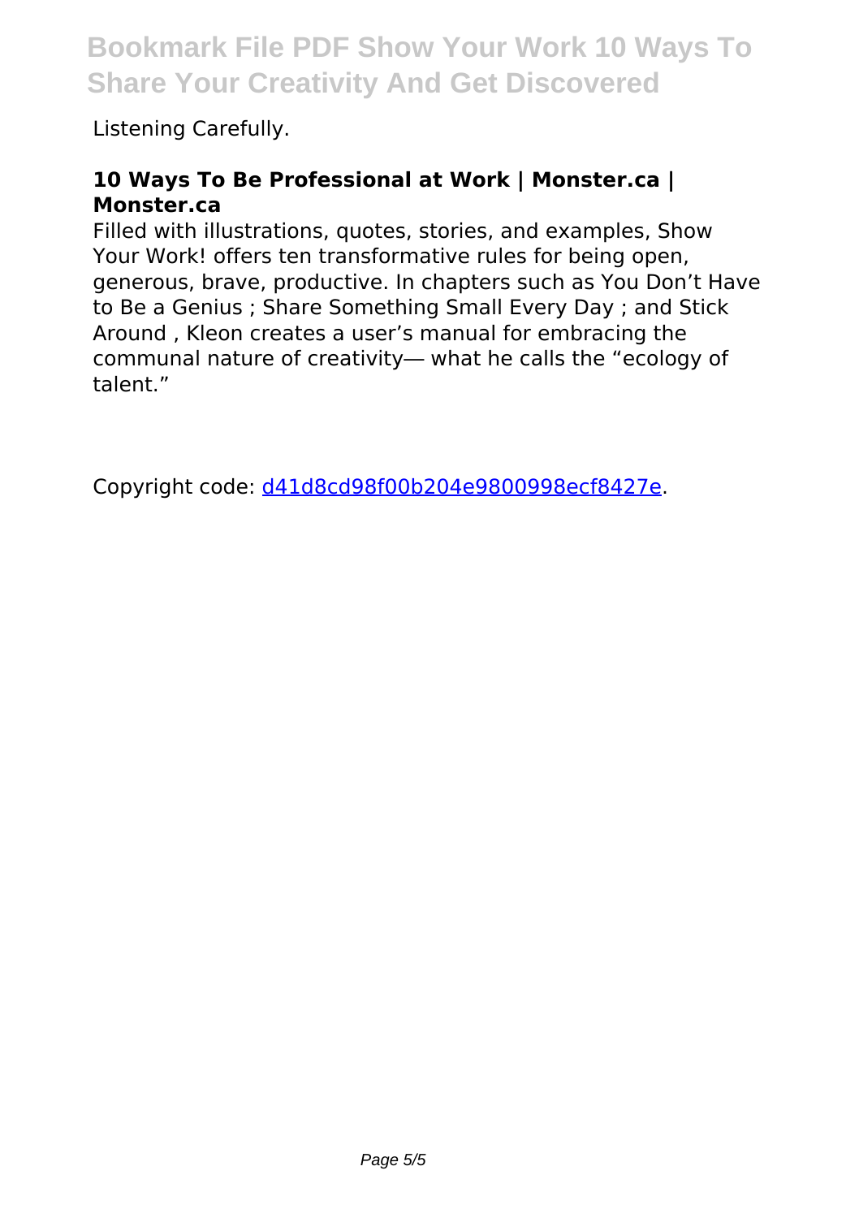Listening Carefully.

**10 Ways To Be Professional at Work | Monster.ca | Monster.ca**

Filled with illustrations, quotes, stories, and examples, Show Your Work! offers ten transformative rules for being open, generous, brave, productive. In chapters such as You Don't Have to Be a Genius ; Share Something Small Every Day ; and Stick Around , Kleon creates a user's manual for embracing the communal nature of creativity— what he calls the "ecology of talent."

Copyright code: d41d8cd98f00b204e9800998ecf8427e.